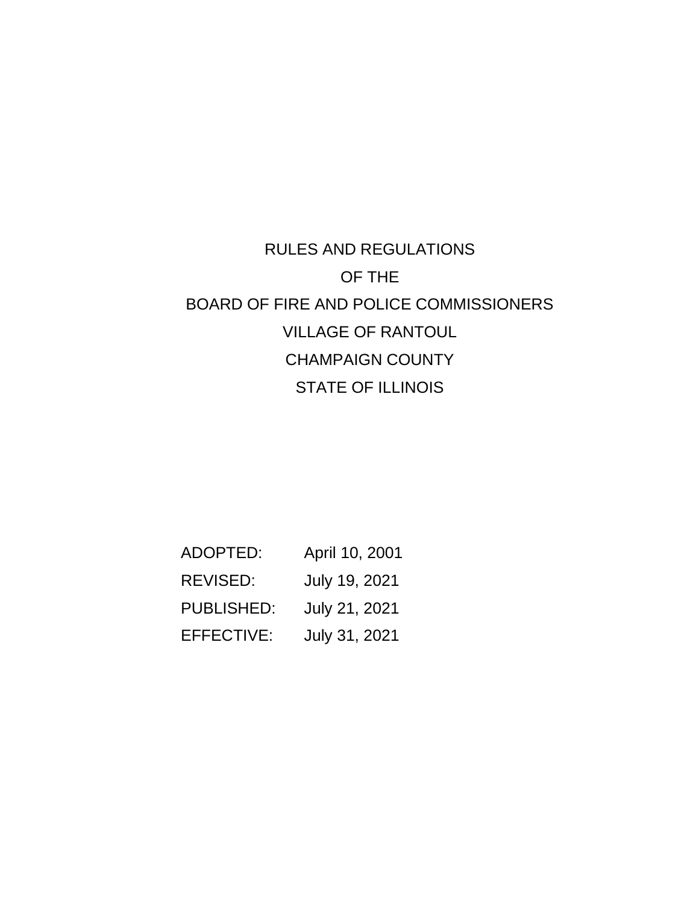# RULES AND REGULATIONS
# OF THE
# BOARD OF FIRE AND POLICE COMMISSIONERS
# VILLAGE OF RANTOUL
# CHAMPAIGN COUNTY
# STATE OF ILLINOIS

| | |
|---|---|
| ADOPTED: | April 10, 2001 |
| REVISED: | July 19, 2021 |
| PUBLISHED: | July 21, 2021 |
| EFFECTIVE: | July 31, 2021 |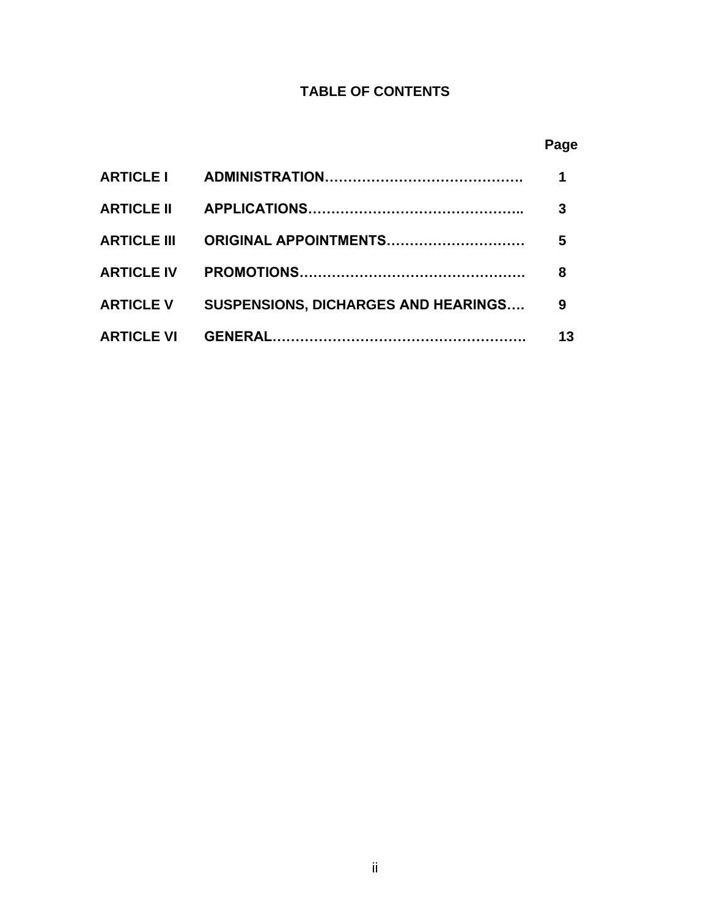# TABLE OF CONTENTS

| | | Page |
|---|---|---|
| **ARTICLE I** | **ADMINISTRATION……………………………………** | **1** |
| **ARTICLE II** | **APPLICATIONS………………………………………..** | **3** |
| **ARTICLE III** | **ORIGINAL APPOINTMENTS…………………………** | **5** |
| **ARTICLE IV** | **PROMOTIONS………………………………………….** | **8** |
| **ARTICLE V** | **SUSPENSIONS, DICHARGES AND HEARINGS….** | **9** |
| **ARTICLE VI** | **GENERAL……………………………………………….** | **13** |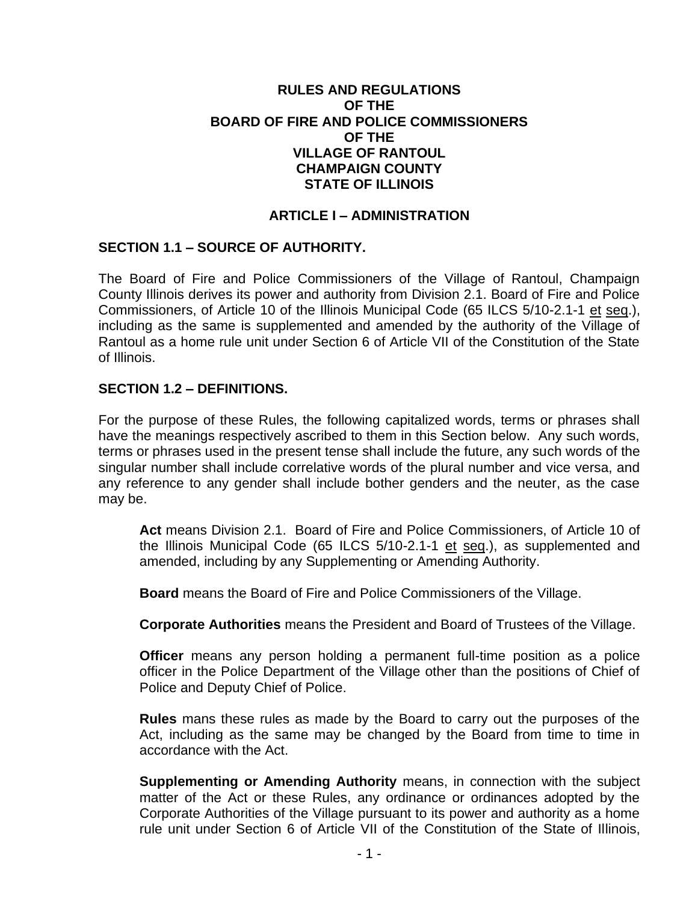# RULES AND REGULATIONS
# OF THE
# BOARD OF FIRE AND POLICE COMMISSIONERS
# OF THE
# VILLAGE OF RANTOUL
# CHAMPAIGN COUNTY
# STATE OF ILLINOIS

## ARTICLE I – ADMINISTRATION

### SECTION 1.1 – SOURCE OF AUTHORITY.

The Board of Fire and Police Commissioners of the Village of Rantoul, Champaign County Illinois derives its power and authority from Division 2.1. Board of Fire and Police Commissioners, of Article 10 of the Illinois Municipal Code (65 ILCS 5/10-2.1-1 et seq.), including as the same is supplemented and amended by the authority of the Village of Rantoul as a home rule unit under Section 6 of Article VII of the Constitution of the State of Illinois.

### SECTION 1.2 – DEFINITIONS.

For the purpose of these Rules, the following capitalized words, terms or phrases shall have the meanings respectively ascribed to them in this Section below. Any such words, terms or phrases used in the present tense shall include the future, any such words of the singular number shall include correlative words of the plural number and vice versa, and any reference to any gender shall include bother genders and the neuter, as the case may be.

**Act** means Division 2.1. Board of Fire and Police Commissioners, of Article 10 of the Illinois Municipal Code (65 ILCS 5/10-2.1-1 et seq.), as supplemented and amended, including by any Supplementing or Amending Authority.

**Board** means the Board of Fire and Police Commissioners of the Village.

**Corporate Authorities** means the President and Board of Trustees of the Village.

**Officer** means any person holding a permanent full-time position as a police officer in the Police Department of the Village other than the positions of Chief of Police and Deputy Chief of Police.

**Rules** mans these rules as made by the Board to carry out the purposes of the Act, including as the same may be changed by the Board from time to time in accordance with the Act.

**Supplementing or Amending Authority** means, in connection with the subject matter of the Act or these Rules, any ordinance or ordinances adopted by the Corporate Authorities of the Village pursuant to its power and authority as a home rule unit under Section 6 of Article VII of the Constitution of the State of Illinois,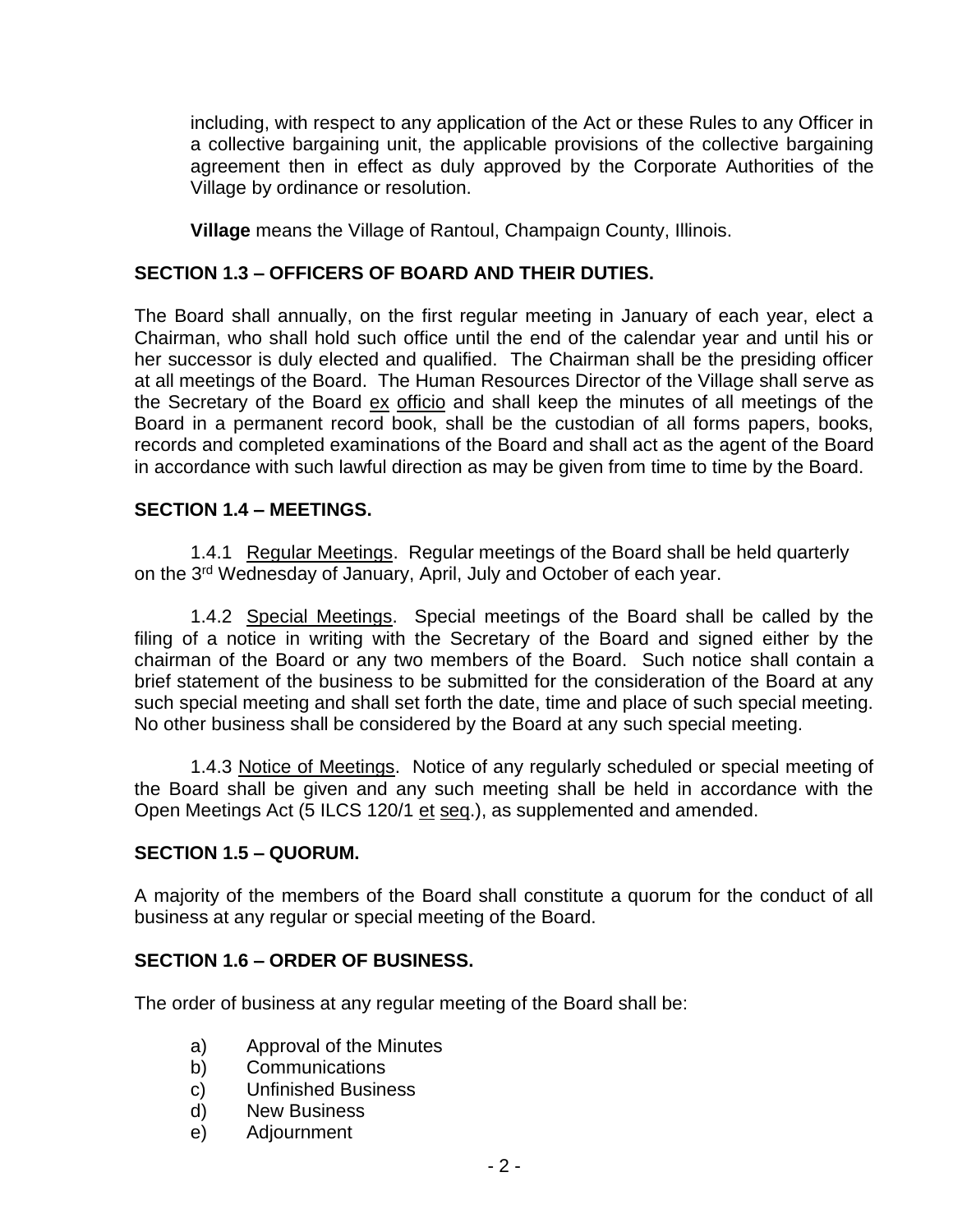including, with respect to any application of the Act or these Rules to any Officer in a collective bargaining unit, the applicable provisions of the collective bargaining agreement then in effect as duly approved by the Corporate Authorities of the Village by ordinance or resolution.

**Village** means the Village of Rantoul, Champaign County, Illinois.

## SECTION 1.3 – OFFICERS OF BOARD AND THEIR DUTIES.

The Board shall annually, on the first regular meeting in January of each year, elect a Chairman, who shall hold such office until the end of the calendar year and until his or her successor is duly elected and qualified. The Chairman shall be the presiding officer at all meetings of the Board. The Human Resources Director of the Village shall serve as the Secretary of the Board ex officio and shall keep the minutes of all meetings of the Board in a permanent record book, shall be the custodian of all forms papers, books, records and completed examinations of the Board and shall act as the agent of the Board in accordance with such lawful direction as may be given from time to time by the Board.

## SECTION 1.4 – MEETINGS.

1.4.1 Regular Meetings. Regular meetings of the Board shall be held quarterly on the 3rd Wednesday of January, April, July and October of each year.

1.4.2 Special Meetings. Special meetings of the Board shall be called by the filing of a notice in writing with the Secretary of the Board and signed either by the chairman of the Board or any two members of the Board. Such notice shall contain a brief statement of the business to be submitted for the consideration of the Board at any such special meeting and shall set forth the date, time and place of such special meeting. No other business shall be considered by the Board at any such special meeting.

1.4.3 Notice of Meetings. Notice of any regularly scheduled or special meeting of the Board shall be given and any such meeting shall be held in accordance with the Open Meetings Act (5 ILCS 120/1 et seq.), as supplemented and amended.

## SECTION 1.5 – QUORUM.

A majority of the members of the Board shall constitute a quorum for the conduct of all business at any regular or special meeting of the Board.

## SECTION 1.6 – ORDER OF BUSINESS.

The order of business at any regular meeting of the Board shall be:

a) Approval of the Minutes
b) Communications
c) Unfinished Business
d) New Business
e) Adjournment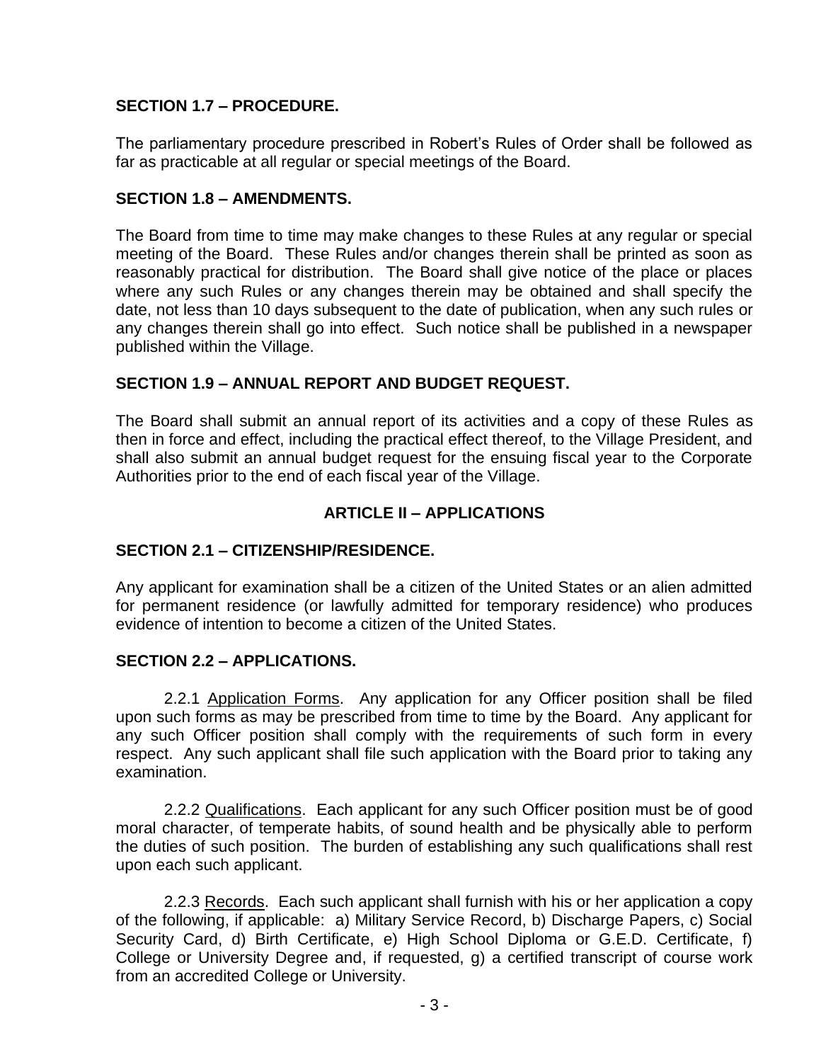### SECTION 1.7 – PROCEDURE.

The parliamentary procedure prescribed in Robert's Rules of Order shall be followed as far as practicable at all regular or special meetings of the Board.

### SECTION 1.8 – AMENDMENTS.

The Board from time to time may make changes to these Rules at any regular or special meeting of the Board. These Rules and/or changes therein shall be printed as soon as reasonably practical for distribution. The Board shall give notice of the place or places where any such Rules or any changes therein may be obtained and shall specify the date, not less than 10 days subsequent to the date of publication, when any such rules or any changes therein shall go into effect. Such notice shall be published in a newspaper published within the Village.

### SECTION 1.9 – ANNUAL REPORT AND BUDGET REQUEST.

The Board shall submit an annual report of its activities and a copy of these Rules as then in force and effect, including the practical effect thereof, to the Village President, and shall also submit an annual budget request for the ensuing fiscal year to the Corporate Authorities prior to the end of each fiscal year of the Village.

## ARTICLE II – APPLICATIONS

### SECTION 2.1 – CITIZENSHIP/RESIDENCE.

Any applicant for examination shall be a citizen of the United States or an alien admitted for permanent residence (or lawfully admitted for temporary residence) who produces evidence of intention to become a citizen of the United States.

### SECTION 2.2 – APPLICATIONS.

2.2.1 Application Forms. Any application for any Officer position shall be filed upon such forms as may be prescribed from time to time by the Board. Any applicant for any such Officer position shall comply with the requirements of such form in every respect. Any such applicant shall file such application with the Board prior to taking any examination.

2.2.2 Qualifications. Each applicant for any such Officer position must be of good moral character, of temperate habits, of sound health and be physically able to perform the duties of such position. The burden of establishing any such qualifications shall rest upon each such applicant.

2.2.3 Records. Each such applicant shall furnish with his or her application a copy of the following, if applicable: a) Military Service Record, b) Discharge Papers, c) Social Security Card, d) Birth Certificate, e) High School Diploma or G.E.D. Certificate, f) College or University Degree and, if requested, g) a certified transcript of course work from an accredited College or University.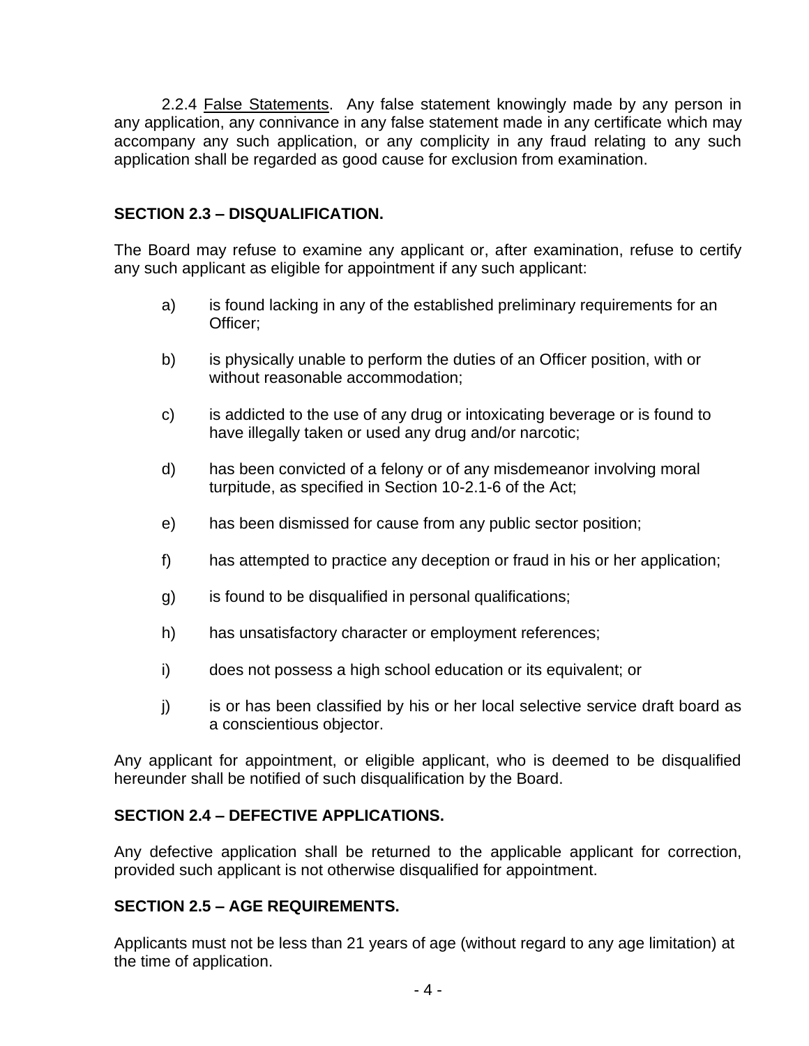2.2.4 False Statements. Any false statement knowingly made by any person in any application, any connivance in any false statement made in any certificate which may accompany any such application, or any complicity in any fraud relating to any such application shall be regarded as good cause for exclusion from examination.

## SECTION 2.3 – DISQUALIFICATION.

The Board may refuse to examine any applicant or, after examination, refuse to certify any such applicant as eligible for appointment if any such applicant:

a) is found lacking in any of the established preliminary requirements for an Officer;

b) is physically unable to perform the duties of an Officer position, with or without reasonable accommodation;

c) is addicted to the use of any drug or intoxicating beverage or is found to have illegally taken or used any drug and/or narcotic;

d) has been convicted of a felony or of any misdemeanor involving moral turpitude, as specified in Section 10-2.1-6 of the Act;

e) has been dismissed for cause from any public sector position;

f) has attempted to practice any deception or fraud in his or her application;

g) is found to be disqualified in personal qualifications;

h) has unsatisfactory character or employment references;

i) does not possess a high school education or its equivalent; or

j) is or has been classified by his or her local selective service draft board as a conscientious objector.

Any applicant for appointment, or eligible applicant, who is deemed to be disqualified hereunder shall be notified of such disqualification by the Board.

## SECTION 2.4 – DEFECTIVE APPLICATIONS.

Any defective application shall be returned to the applicable applicant for correction, provided such applicant is not otherwise disqualified for appointment.

## SECTION 2.5 – AGE REQUIREMENTS.

Applicants must not be less than 21 years of age (without regard to any age limitation) at the time of application.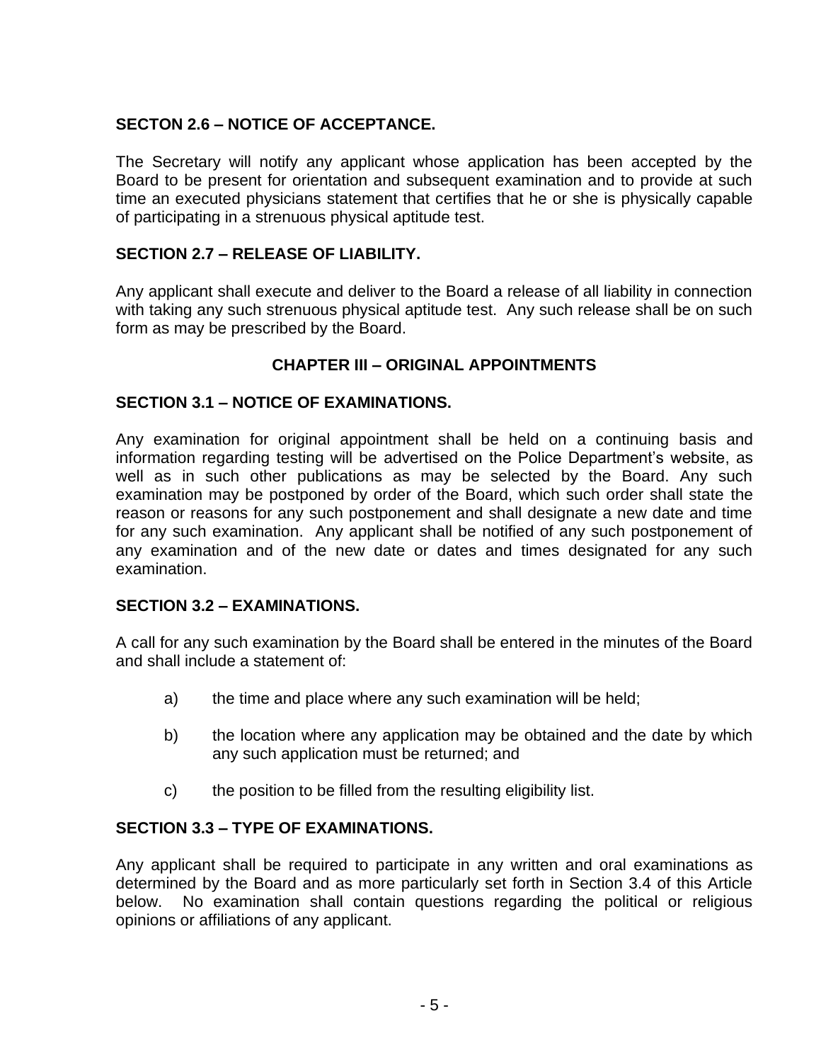## SECTON 2.6 – NOTICE OF ACCEPTANCE.

The Secretary will notify any applicant whose application has been accepted by the Board to be present for orientation and subsequent examination and to provide at such time an executed physicians statement that certifies that he or she is physically capable of participating in a strenuous physical aptitude test.

## SECTION 2.7 – RELEASE OF LIABILITY.

Any applicant shall execute and deliver to the Board a release of all liability in connection with taking any such strenuous physical aptitude test. Any such release shall be on such form as may be prescribed by the Board.

# CHAPTER III – ORIGINAL APPOINTMENTS

## SECTION 3.1 – NOTICE OF EXAMINATIONS.

Any examination for original appointment shall be held on a continuing basis and information regarding testing will be advertised on the Police Department's website, as well as in such other publications as may be selected by the Board. Any such examination may be postponed by order of the Board, which such order shall state the reason or reasons for any such postponement and shall designate a new date and time for any such examination. Any applicant shall be notified of any such postponement of any examination and of the new date or dates and times designated for any such examination.

## SECTION 3.2 – EXAMINATIONS.

A call for any such examination by the Board shall be entered in the minutes of the Board and shall include a statement of:

a) the time and place where any such examination will be held;

b) the location where any application may be obtained and the date by which any such application must be returned; and

c) the position to be filled from the resulting eligibility list.

## SECTION 3.3 – TYPE OF EXAMINATIONS.

Any applicant shall be required to participate in any written and oral examinations as determined by the Board and as more particularly set forth in Section 3.4 of this Article below. No examination shall contain questions regarding the political or religious opinions or affiliations of any applicant.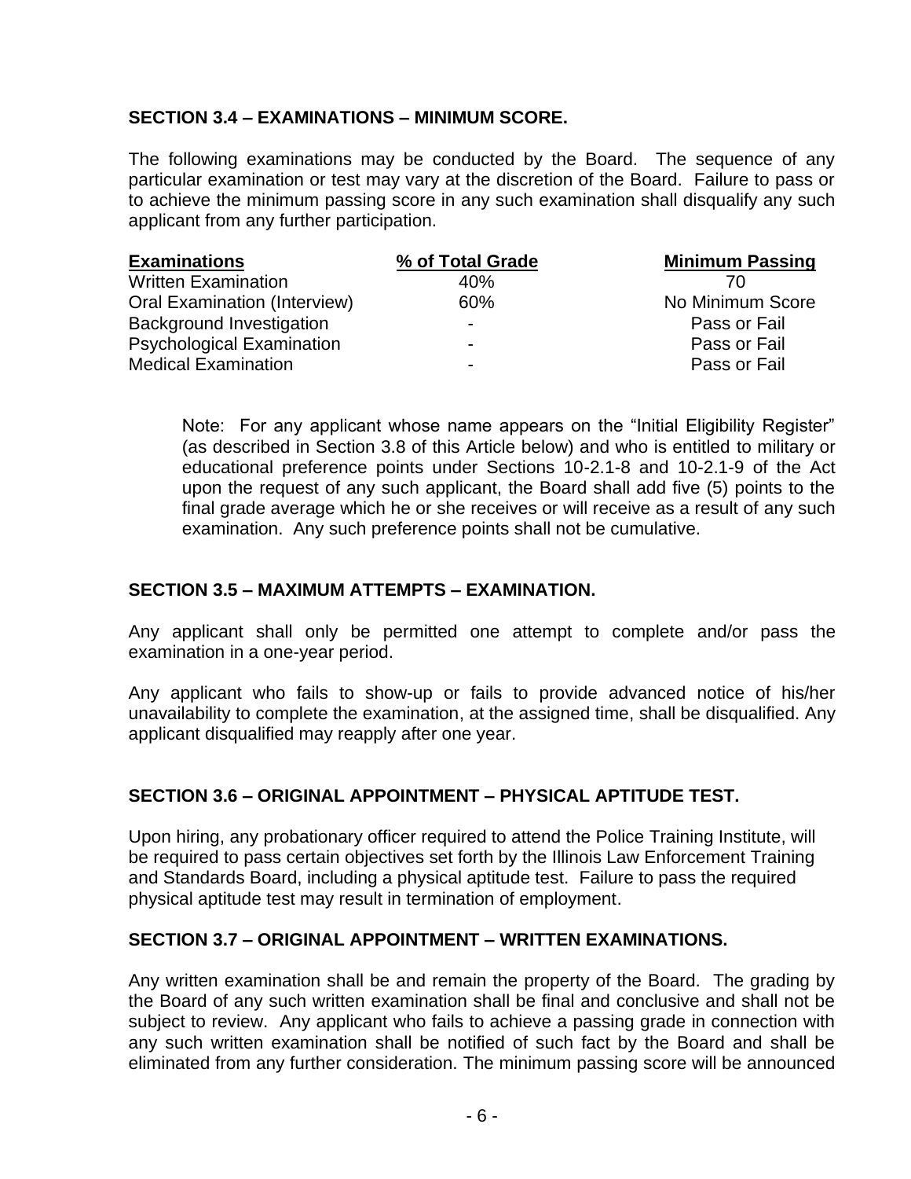### SECTION 3.4 – EXAMINATIONS – MINIMUM SCORE.

The following examinations may be conducted by the Board. The sequence of any particular examination or test may vary at the discretion of the Board. Failure to pass or to achieve the minimum passing score in any such examination shall disqualify any such applicant from any further participation.

| Examinations | % of Total Grade | Minimum Passing |
|---|---|---|
| Written Examination | 40% | 70 |
| Oral Examination (Interview) | 60% | No Minimum Score |
| Background Investigation | - | Pass or Fail |
| Psychological Examination | - | Pass or Fail |
| Medical Examination | - | Pass or Fail |

> Note: For any applicant whose name appears on the "Initial Eligibility Register" (as described in Section 3.8 of this Article below) and who is entitled to military or educational preference points under Sections 10-2.1-8 and 10-2.1-9 of the Act upon the request of any such applicant, the Board shall add five (5) points to the final grade average which he or she receives or will receive as a result of any such examination. Any such preference points shall not be cumulative.

### SECTION 3.5 – MAXIMUM ATTEMPTS – EXAMINATION.

Any applicant shall only be permitted one attempt to complete and/or pass the examination in a one-year period.

Any applicant who fails to show-up or fails to provide advanced notice of his/her unavailability to complete the examination, at the assigned time, shall be disqualified. Any applicant disqualified may reapply after one year.

### SECTION 3.6 – ORIGINAL APPOINTMENT – PHYSICAL APTITUDE TEST.

Upon hiring, any probationary officer required to attend the Police Training Institute, will be required to pass certain objectives set forth by the Illinois Law Enforcement Training and Standards Board, including a physical aptitude test. Failure to pass the required physical aptitude test may result in termination of employment.

### SECTION 3.7 – ORIGINAL APPOINTMENT – WRITTEN EXAMINATIONS.

Any written examination shall be and remain the property of the Board. The grading by the Board of any such written examination shall be final and conclusive and shall not be subject to review. Any applicant who fails to achieve a passing grade in connection with any such written examination shall be notified of such fact by the Board and shall be eliminated from any further consideration. The minimum passing score will be announced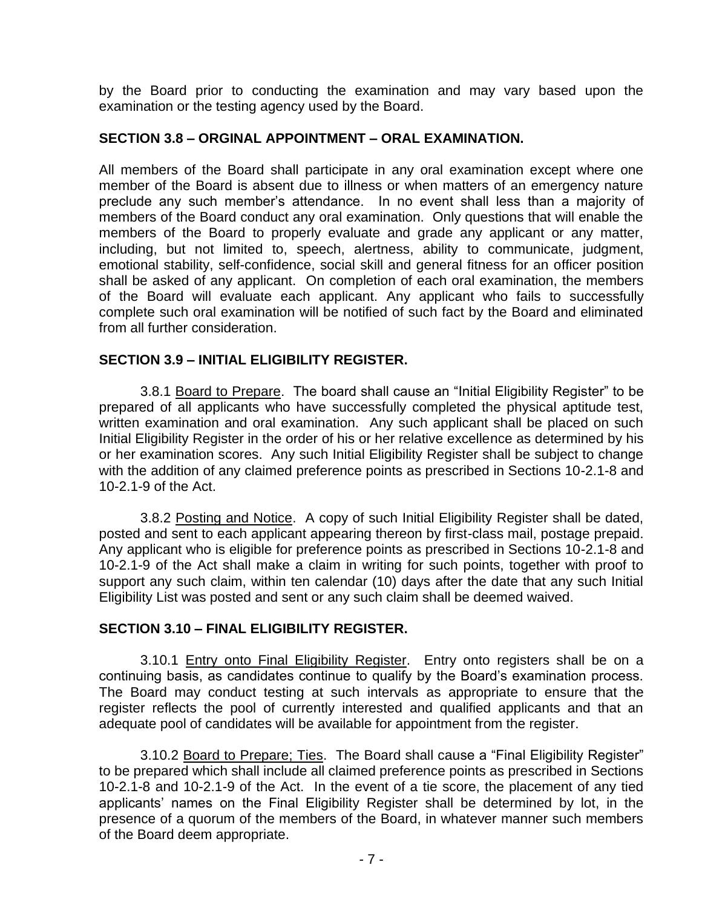by the Board prior to conducting the examination and may vary based upon the examination or the testing agency used by the Board.

## SECTION 3.8 – ORGINAL APPOINTMENT – ORAL EXAMINATION.

All members of the Board shall participate in any oral examination except where one member of the Board is absent due to illness or when matters of an emergency nature preclude any such member's attendance. In no event shall less than a majority of members of the Board conduct any oral examination. Only questions that will enable the members of the Board to properly evaluate and grade any applicant or any matter, including, but not limited to, speech, alertness, ability to communicate, judgment, emotional stability, self-confidence, social skill and general fitness for an officer position shall be asked of any applicant. On completion of each oral examination, the members of the Board will evaluate each applicant. Any applicant who fails to successfully complete such oral examination will be notified of such fact by the Board and eliminated from all further consideration.

## SECTION 3.9 – INITIAL ELIGIBILITY REGISTER.

3.8.1 <u>Board to Prepare</u>. The board shall cause an "Initial Eligibility Register" to be prepared of all applicants who have successfully completed the physical aptitude test, written examination and oral examination. Any such applicant shall be placed on such Initial Eligibility Register in the order of his or her relative excellence as determined by his or her examination scores. Any such Initial Eligibility Register shall be subject to change with the addition of any claimed preference points as prescribed in Sections 10-2.1-8 and 10-2.1-9 of the Act.

3.8.2 <u>Posting and Notice</u>. A copy of such Initial Eligibility Register shall be dated, posted and sent to each applicant appearing thereon by first-class mail, postage prepaid. Any applicant who is eligible for preference points as prescribed in Sections 10-2.1-8 and 10-2.1-9 of the Act shall make a claim in writing for such points, together with proof to support any such claim, within ten calendar (10) days after the date that any such Initial Eligibility List was posted and sent or any such claim shall be deemed waived.

## SECTION 3.10 – FINAL ELIGIBILITY REGISTER.

3.10.1 <u>Entry onto Final Eligibility Register</u>. Entry onto registers shall be on a continuing basis, as candidates continue to qualify by the Board's examination process. The Board may conduct testing at such intervals as appropriate to ensure that the register reflects the pool of currently interested and qualified applicants and that an adequate pool of candidates will be available for appointment from the register.

3.10.2 <u>Board to Prepare; Ties</u>. The Board shall cause a "Final Eligibility Register" to be prepared which shall include all claimed preference points as prescribed in Sections 10-2.1-8 and 10-2.1-9 of the Act. In the event of a tie score, the placement of any tied applicants' names on the Final Eligibility Register shall be determined by lot, in the presence of a quorum of the members of the Board, in whatever manner such members of the Board deem appropriate.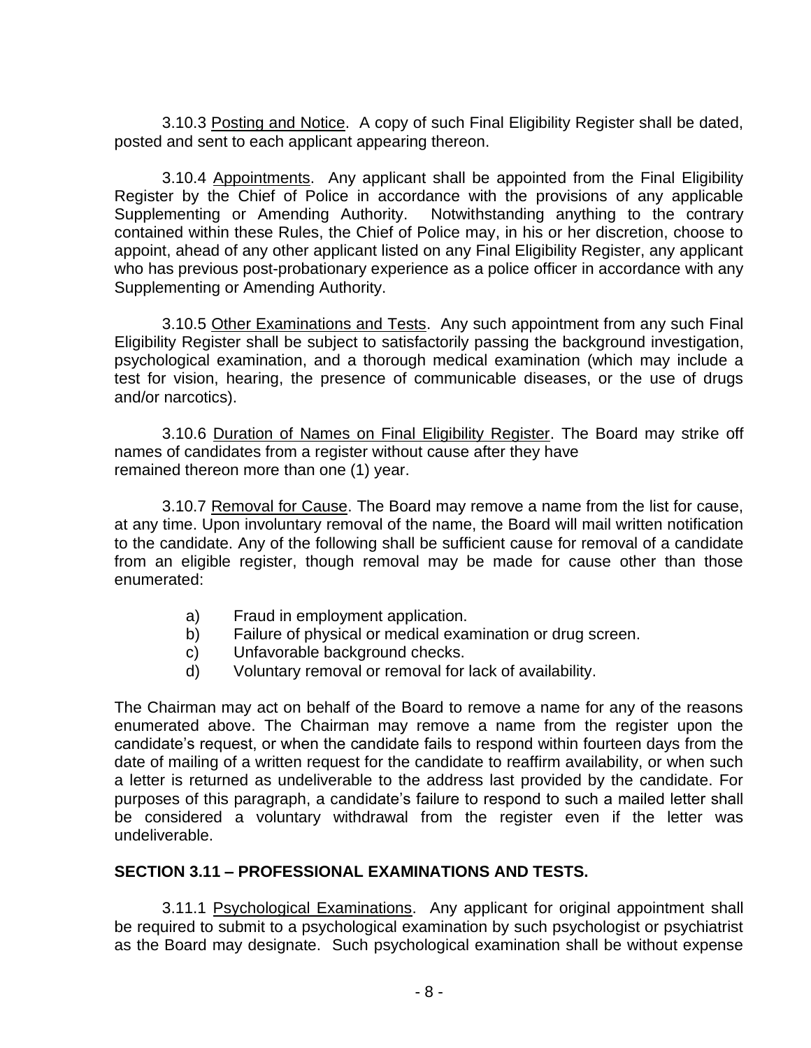3.10.3 Posting and Notice. A copy of such Final Eligibility Register shall be dated, posted and sent to each applicant appearing thereon.

3.10.4 Appointments. Any applicant shall be appointed from the Final Eligibility Register by the Chief of Police in accordance with the provisions of any applicable Supplementing or Amending Authority. Notwithstanding anything to the contrary contained within these Rules, the Chief of Police may, in his or her discretion, choose to appoint, ahead of any other applicant listed on any Final Eligibility Register, any applicant who has previous post-probationary experience as a police officer in accordance with any Supplementing or Amending Authority.

3.10.5 Other Examinations and Tests. Any such appointment from any such Final Eligibility Register shall be subject to satisfactorily passing the background investigation, psychological examination, and a thorough medical examination (which may include a test for vision, hearing, the presence of communicable diseases, or the use of drugs and/or narcotics).

3.10.6 Duration of Names on Final Eligibility Register. The Board may strike off names of candidates from a register without cause after they have remained thereon more than one (1) year.

3.10.7 Removal for Cause. The Board may remove a name from the list for cause, at any time. Upon involuntary removal of the name, the Board will mail written notification to the candidate. Any of the following shall be sufficient cause for removal of a candidate from an eligible register, though removal may be made for cause other than those enumerated:

a) Fraud in employment application.
b) Failure of physical or medical examination or drug screen.
c) Unfavorable background checks.
d) Voluntary removal or removal for lack of availability.

The Chairman may act on behalf of the Board to remove a name for any of the reasons enumerated above. The Chairman may remove a name from the register upon the candidate's request, or when the candidate fails to respond within fourteen days from the date of mailing of a written request for the candidate to reaffirm availability, or when such a letter is returned as undeliverable to the address last provided by the candidate. For purposes of this paragraph, a candidate's failure to respond to such a mailed letter shall be considered a voluntary withdrawal from the register even if the letter was undeliverable.

## SECTION 3.11 – PROFESSIONAL EXAMINATIONS AND TESTS.

3.11.1 Psychological Examinations. Any applicant for original appointment shall be required to submit to a psychological examination by such psychologist or psychiatrist as the Board may designate. Such psychological examination shall be without expense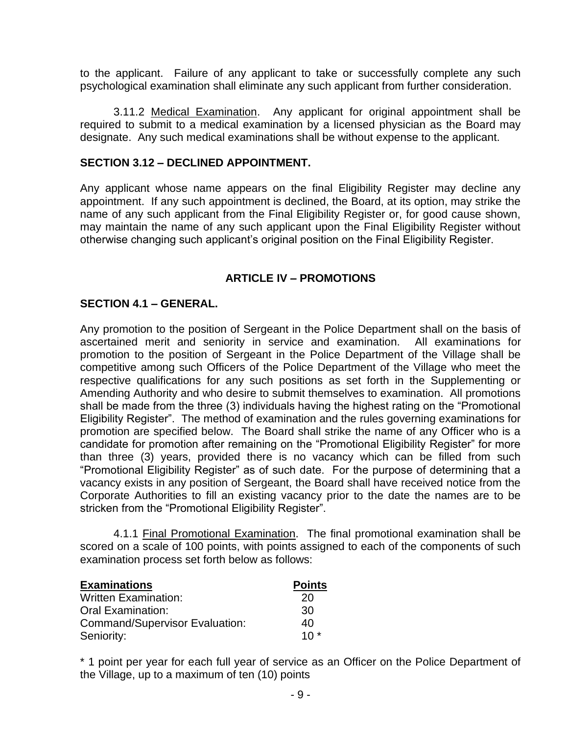to the applicant. Failure of any applicant to take or successfully complete any such psychological examination shall eliminate any such applicant from further consideration.

3.11.2 Medical Examination. Any applicant for original appointment shall be required to submit to a medical examination by a licensed physician as the Board may designate. Any such medical examinations shall be without expense to the applicant.

### SECTION 3.12 – DECLINED APPOINTMENT.

Any applicant whose name appears on the final Eligibility Register may decline any appointment. If any such appointment is declined, the Board, at its option, may strike the name of any such applicant from the Final Eligibility Register or, for good cause shown, may maintain the name of any such applicant upon the Final Eligibility Register without otherwise changing such applicant's original position on the Final Eligibility Register.

## ARTICLE IV – PROMOTIONS

### SECTION 4.1 – GENERAL.

Any promotion to the position of Sergeant in the Police Department shall on the basis of ascertained merit and seniority in service and examination. All examinations for promotion to the position of Sergeant in the Police Department of the Village shall be competitive among such Officers of the Police Department of the Village who meet the respective qualifications for any such positions as set forth in the Supplementing or Amending Authority and who desire to submit themselves to examination. All promotions shall be made from the three (3) individuals having the highest rating on the "Promotional Eligibility Register". The method of examination and the rules governing examinations for promotion are specified below. The Board shall strike the name of any Officer who is a candidate for promotion after remaining on the "Promotional Eligibility Register" for more than three (3) years, provided there is no vacancy which can be filled from such "Promotional Eligibility Register" as of such date. For the purpose of determining that a vacancy exists in any position of Sergeant, the Board shall have received notice from the Corporate Authorities to fill an existing vacancy prior to the date the names are to be stricken from the "Promotional Eligibility Register".

4.1.1 Final Promotional Examination. The final promotional examination shall be scored on a scale of 100 points, with points assigned to each of the components of such examination process set forth below as follows:

| Examinations | Points |
|---|---|
| Written Examination: | 20 |
| Oral Examination: | 30 |
| Command/Supervisor Evaluation: | 40 |
| Seniority: | 10 * |

* 1 point per year for each full year of service as an Officer on the Police Department of the Village, up to a maximum of ten (10) points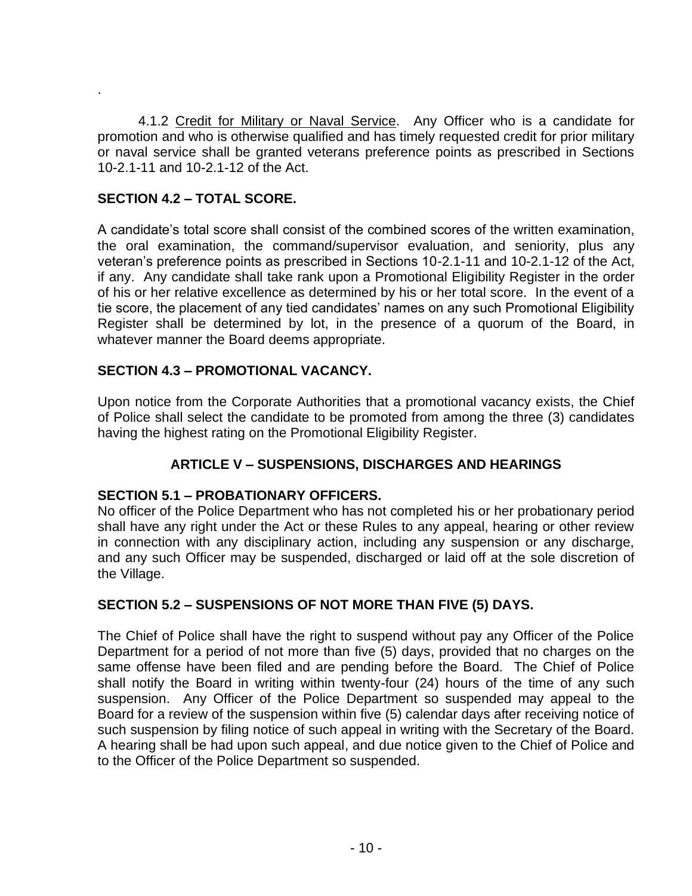.

4.1.2 Credit for Military or Naval Service. Any Officer who is a candidate for promotion and who is otherwise qualified and has timely requested credit for prior military or naval service shall be granted veterans preference points as prescribed in Sections 10-2.1-11 and 10-2.1-12 of the Act.

## SECTION 4.2 – TOTAL SCORE.

A candidate's total score shall consist of the combined scores of the written examination, the oral examination, the command/supervisor evaluation, and seniority, plus any veteran's preference points as prescribed in Sections 10-2.1-11 and 10-2.1-12 of the Act, if any. Any candidate shall take rank upon a Promotional Eligibility Register in the order of his or her relative excellence as determined by his or her total score. In the event of a tie score, the placement of any tied candidates' names on any such Promotional Eligibility Register shall be determined by lot, in the presence of a quorum of the Board, in whatever manner the Board deems appropriate.

## SECTION 4.3 – PROMOTIONAL VACANCY.

Upon notice from the Corporate Authorities that a promotional vacancy exists, the Chief of Police shall select the candidate to be promoted from among the three (3) candidates having the highest rating on the Promotional Eligibility Register.

# ARTICLE V – SUSPENSIONS, DISCHARGES AND HEARINGS

## SECTION 5.1 – PROBATIONARY OFFICERS.

No officer of the Police Department who has not completed his or her probationary period shall have any right under the Act or these Rules to any appeal, hearing or other review in connection with any disciplinary action, including any suspension or any discharge, and any such Officer may be suspended, discharged or laid off at the sole discretion of the Village.

## SECTION 5.2 – SUSPENSIONS OF NOT MORE THAN FIVE (5) DAYS.

The Chief of Police shall have the right to suspend without pay any Officer of the Police Department for a period of not more than five (5) days, provided that no charges on the same offense have been filed and are pending before the Board. The Chief of Police shall notify the Board in writing within twenty-four (24) hours of the time of any such suspension. Any Officer of the Police Department so suspended may appeal to the Board for a review of the suspension within five (5) calendar days after receiving notice of such suspension by filing notice of such appeal in writing with the Secretary of the Board. A hearing shall be had upon such appeal, and due notice given to the Chief of Police and to the Officer of the Police Department so suspended.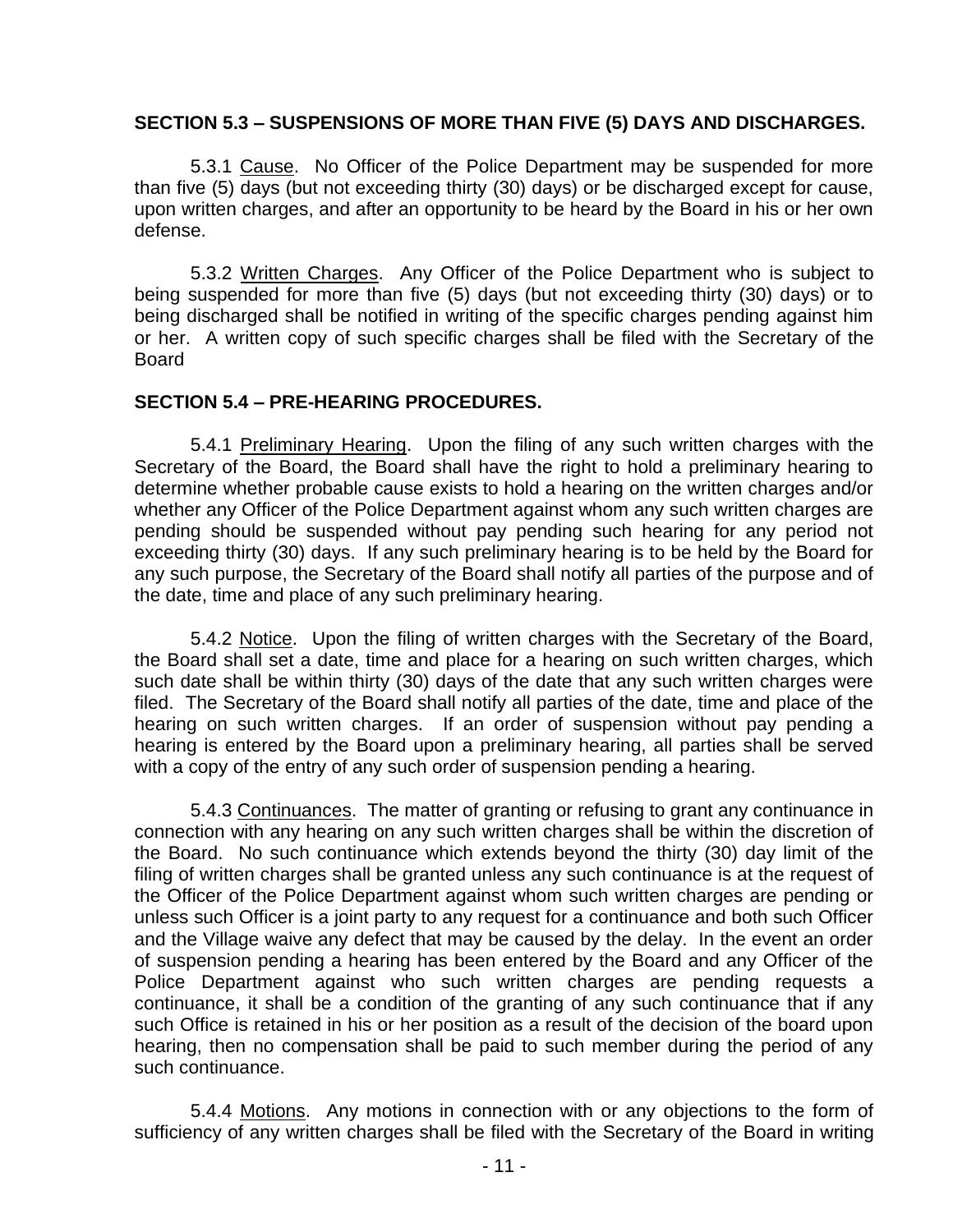**SECTION 5.3 – SUSPENSIONS OF MORE THAN FIVE (5) DAYS AND DISCHARGES.**

5.3.1 Cause. No Officer of the Police Department may be suspended for more than five (5) days (but not exceeding thirty (30) days) or be discharged except for cause, upon written charges, and after an opportunity to be heard by the Board in his or her own defense.

5.3.2 Written Charges. Any Officer of the Police Department who is subject to being suspended for more than five (5) days (but not exceeding thirty (30) days) or to being discharged shall be notified in writing of the specific charges pending against him or her. A written copy of such specific charges shall be filed with the Secretary of the Board

**SECTION 5.4 – PRE-HEARING PROCEDURES.**

5.4.1 Preliminary Hearing. Upon the filing of any such written charges with the Secretary of the Board, the Board shall have the right to hold a preliminary hearing to determine whether probable cause exists to hold a hearing on the written charges and/or whether any Officer of the Police Department against whom any such written charges are pending should be suspended without pay pending such hearing for any period not exceeding thirty (30) days. If any such preliminary hearing is to be held by the Board for any such purpose, the Secretary of the Board shall notify all parties of the purpose and of the date, time and place of any such preliminary hearing.

5.4.2 Notice. Upon the filing of written charges with the Secretary of the Board, the Board shall set a date, time and place for a hearing on such written charges, which such date shall be within thirty (30) days of the date that any such written charges were filed. The Secretary of the Board shall notify all parties of the date, time and place of the hearing on such written charges. If an order of suspension without pay pending a hearing is entered by the Board upon a preliminary hearing, all parties shall be served with a copy of the entry of any such order of suspension pending a hearing.

5.4.3 Continuances. The matter of granting or refusing to grant any continuance in connection with any hearing on any such written charges shall be within the discretion of the Board. No such continuance which extends beyond the thirty (30) day limit of the filing of written charges shall be granted unless any such continuance is at the request of the Officer of the Police Department against whom such written charges are pending or unless such Officer is a joint party to any request for a continuance and both such Officer and the Village waive any defect that may be caused by the delay. In the event an order of suspension pending a hearing has been entered by the Board and any Officer of the Police Department against who such written charges are pending requests a continuance, it shall be a condition of the granting of any such continuance that if any such Office is retained in his or her position as a result of the decision of the board upon hearing, then no compensation shall be paid to such member during the period of any such continuance.

5.4.4 Motions. Any motions in connection with or any objections to the form of sufficiency of any written charges shall be filed with the Secretary of the Board in writing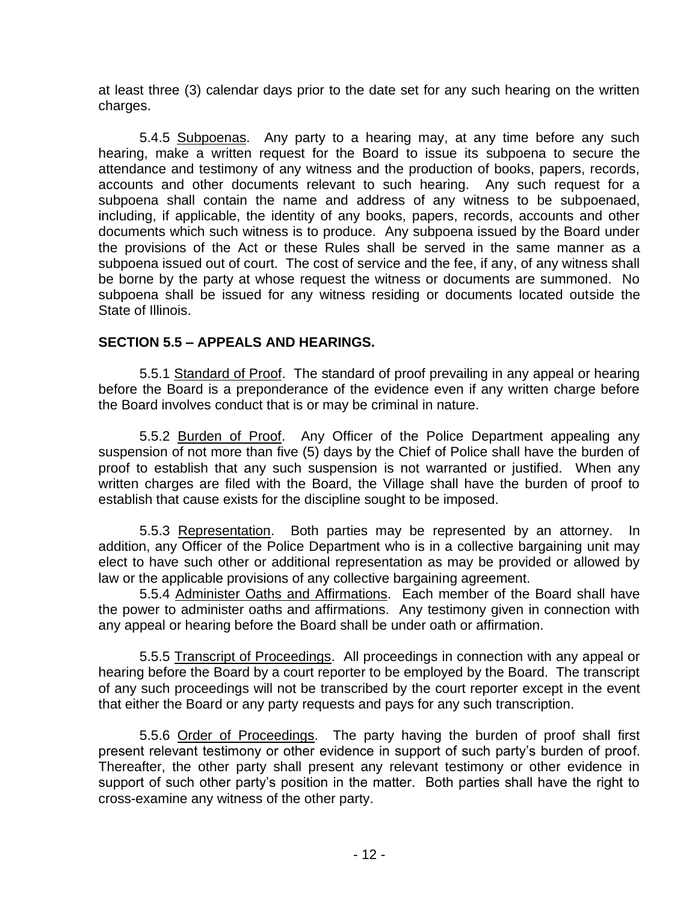at least three (3) calendar days prior to the date set for any such hearing on the written charges.

5.4.5 Subpoenas. Any party to a hearing may, at any time before any such hearing, make a written request for the Board to issue its subpoena to secure the attendance and testimony of any witness and the production of books, papers, records, accounts and other documents relevant to such hearing. Any such request for a subpoena shall contain the name and address of any witness to be subpoenaed, including, if applicable, the identity of any books, papers, records, accounts and other documents which such witness is to produce. Any subpoena issued by the Board under the provisions of the Act or these Rules shall be served in the same manner as a subpoena issued out of court. The cost of service and the fee, if any, of any witness shall be borne by the party at whose request the witness or documents are summoned. No subpoena shall be issued for any witness residing or documents located outside the State of Illinois.

**SECTION 5.5 – APPEALS AND HEARINGS.**

5.5.1 Standard of Proof. The standard of proof prevailing in any appeal or hearing before the Board is a preponderance of the evidence even if any written charge before the Board involves conduct that is or may be criminal in nature.

5.5.2 Burden of Proof. Any Officer of the Police Department appealing any suspension of not more than five (5) days by the Chief of Police shall have the burden of proof to establish that any such suspension is not warranted or justified. When any written charges are filed with the Board, the Village shall have the burden of proof to establish that cause exists for the discipline sought to be imposed.

5.5.3 Representation. Both parties may be represented by an attorney. In addition, any Officer of the Police Department who is in a collective bargaining unit may elect to have such other or additional representation as may be provided or allowed by law or the applicable provisions of any collective bargaining agreement.

5.5.4 Administer Oaths and Affirmations. Each member of the Board shall have the power to administer oaths and affirmations. Any testimony given in connection with any appeal or hearing before the Board shall be under oath or affirmation.

5.5.5 Transcript of Proceedings. All proceedings in connection with any appeal or hearing before the Board by a court reporter to be employed by the Board. The transcript of any such proceedings will not be transcribed by the court reporter except in the event that either the Board or any party requests and pays for any such transcription.

5.5.6 Order of Proceedings. The party having the burden of proof shall first present relevant testimony or other evidence in support of such party's burden of proof. Thereafter, the other party shall present any relevant testimony or other evidence in support of such other party's position in the matter. Both parties shall have the right to cross-examine any witness of the other party.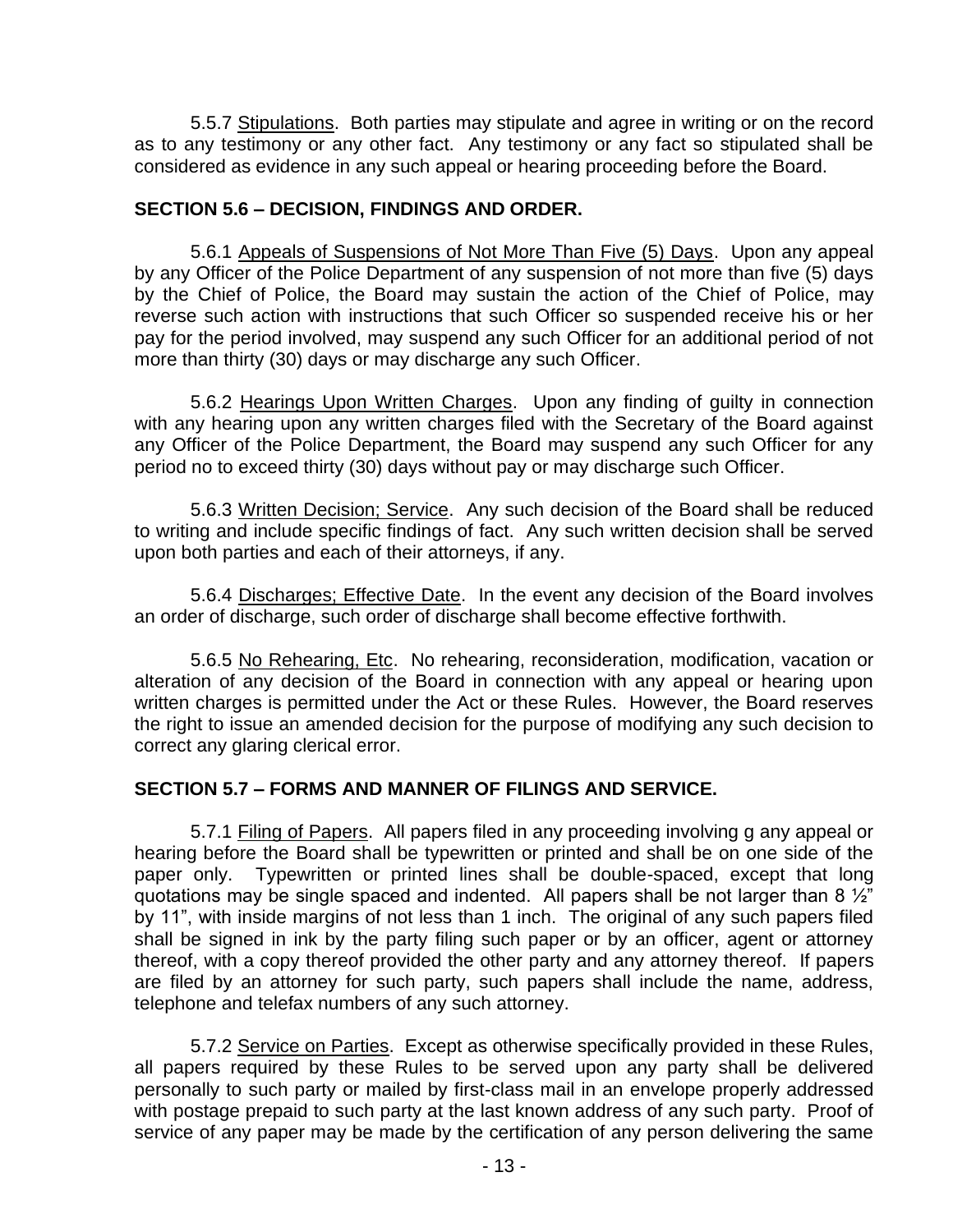5.5.7 Stipulations. Both parties may stipulate and agree in writing or on the record as to any testimony or any other fact. Any testimony or any fact so stipulated shall be considered as evidence in any such appeal or hearing proceeding before the Board.

### SECTION 5.6 – DECISION, FINDINGS AND ORDER.

5.6.1 Appeals of Suspensions of Not More Than Five (5) Days. Upon any appeal by any Officer of the Police Department of any suspension of not more than five (5) days by the Chief of Police, the Board may sustain the action of the Chief of Police, may reverse such action with instructions that such Officer so suspended receive his or her pay for the period involved, may suspend any such Officer for an additional period of not more than thirty (30) days or may discharge any such Officer.

5.6.2 Hearings Upon Written Charges. Upon any finding of guilty in connection with any hearing upon any written charges filed with the Secretary of the Board against any Officer of the Police Department, the Board may suspend any such Officer for any period no to exceed thirty (30) days without pay or may discharge such Officer.

5.6.3 Written Decision; Service. Any such decision of the Board shall be reduced to writing and include specific findings of fact. Any such written decision shall be served upon both parties and each of their attorneys, if any.

5.6.4 Discharges; Effective Date. In the event any decision of the Board involves an order of discharge, such order of discharge shall become effective forthwith.

5.6.5 No Rehearing, Etc. No rehearing, reconsideration, modification, vacation or alteration of any decision of the Board in connection with any appeal or hearing upon written charges is permitted under the Act or these Rules. However, the Board reserves the right to issue an amended decision for the purpose of modifying any such decision to correct any glaring clerical error.

### SECTION 5.7 – FORMS AND MANNER OF FILINGS AND SERVICE.

5.7.1 Filing of Papers. All papers filed in any proceeding involving g any appeal or hearing before the Board shall be typewritten or printed and shall be on one side of the paper only. Typewritten or printed lines shall be double-spaced, except that long quotations may be single spaced and indented. All papers shall be not larger than 8 ½" by 11", with inside margins of not less than 1 inch. The original of any such papers filed shall be signed in ink by the party filing such paper or by an officer, agent or attorney thereof, with a copy thereof provided the other party and any attorney thereof. If papers are filed by an attorney for such party, such papers shall include the name, address, telephone and telefax numbers of any such attorney.

5.7.2 Service on Parties. Except as otherwise specifically provided in these Rules, all papers required by these Rules to be served upon any party shall be delivered personally to such party or mailed by first-class mail in an envelope properly addressed with postage prepaid to such party at the last known address of any such party. Proof of service of any paper may be made by the certification of any person delivering the same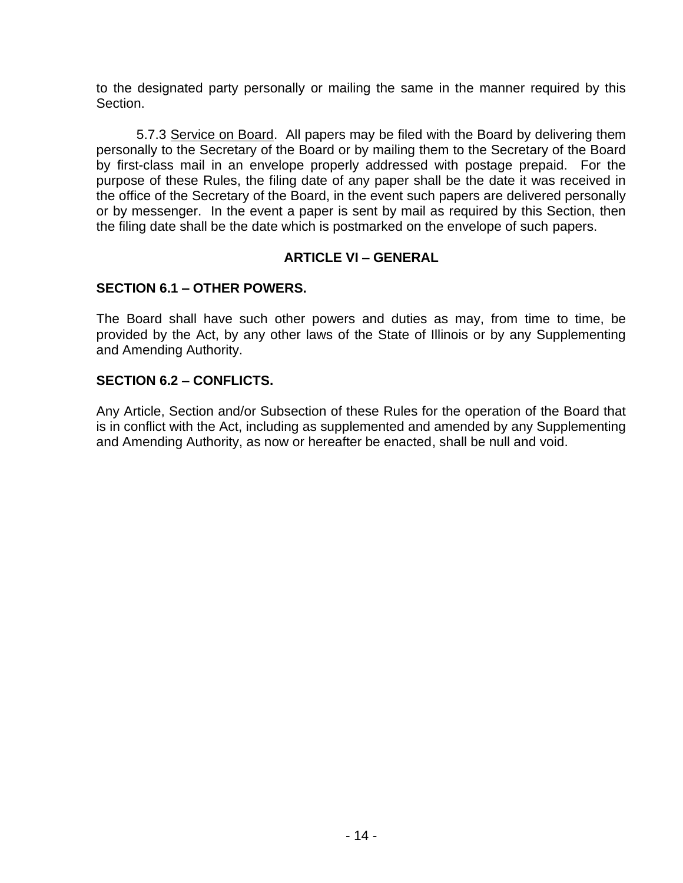to the designated party personally or mailing the same in the manner required by this Section.

5.7.3 <u>Service on Board</u>. All papers may be filed with the Board by delivering them personally to the Secretary of the Board or by mailing them to the Secretary of the Board by first-class mail in an envelope properly addressed with postage prepaid. For the purpose of these Rules, the filing date of any paper shall be the date it was received in the office of the Secretary of the Board, in the event such papers are delivered personally or by messenger. In the event a paper is sent by mail as required by this Section, then the filing date shall be the date which is postmarked on the envelope of such papers.

## ARTICLE VI – GENERAL

### SECTION 6.1 – OTHER POWERS.

The Board shall have such other powers and duties as may, from time to time, be provided by the Act, by any other laws of the State of Illinois or by any Supplementing and Amending Authority.

### SECTION 6.2 – CONFLICTS.

Any Article, Section and/or Subsection of these Rules for the operation of the Board that is in conflict with the Act, including as supplemented and amended by any Supplementing and Amending Authority, as now or hereafter be enacted, shall be null and void.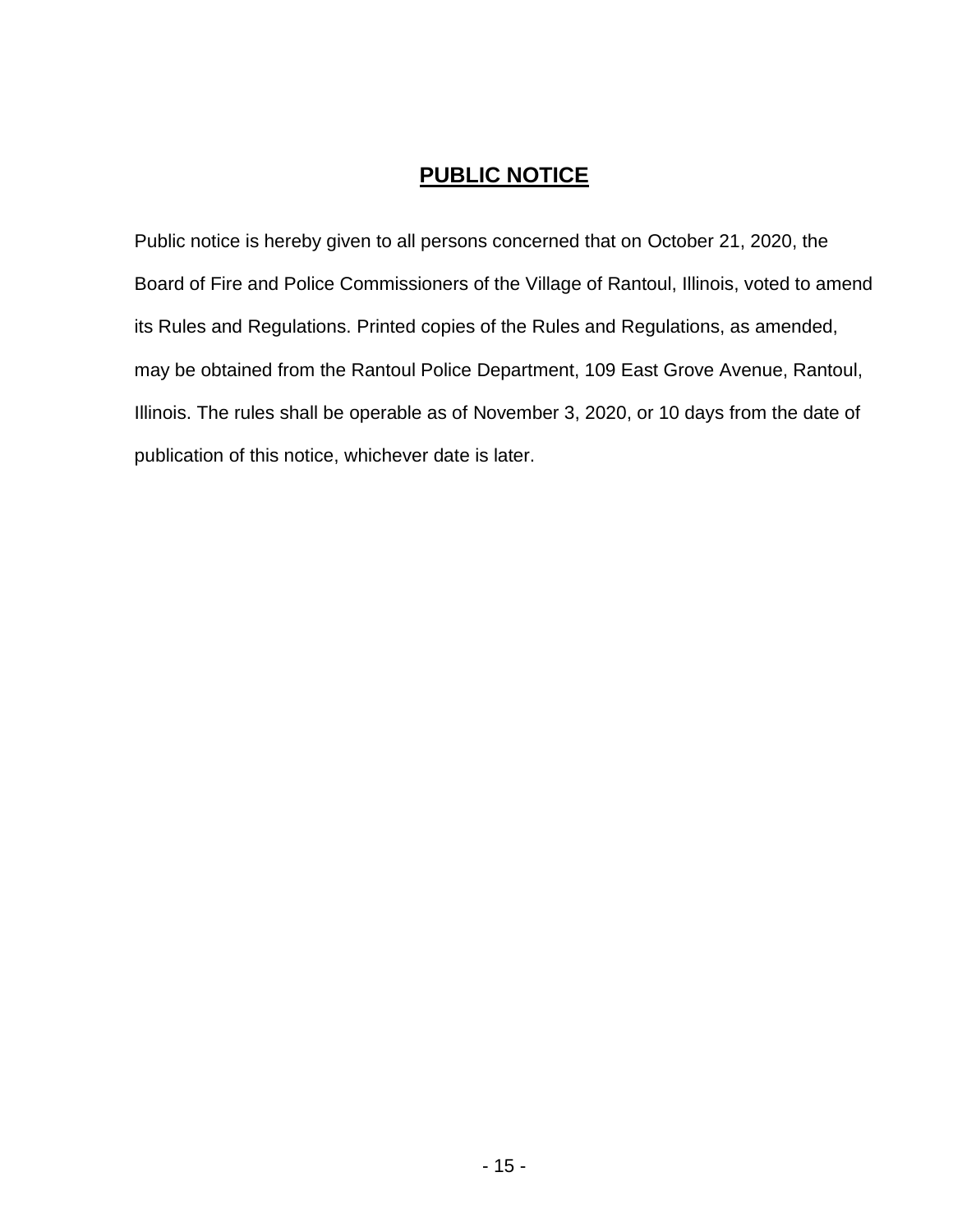# PUBLIC NOTICE

Public notice is hereby given to all persons concerned that on October 21, 2020, the Board of Fire and Police Commissioners of the Village of Rantoul, Illinois, voted to amend its Rules and Regulations. Printed copies of the Rules and Regulations, as amended, may be obtained from the Rantoul Police Department, 109 East Grove Avenue, Rantoul, Illinois. The rules shall be operable as of November 3, 2020, or 10 days from the date of publication of this notice, whichever date is later.